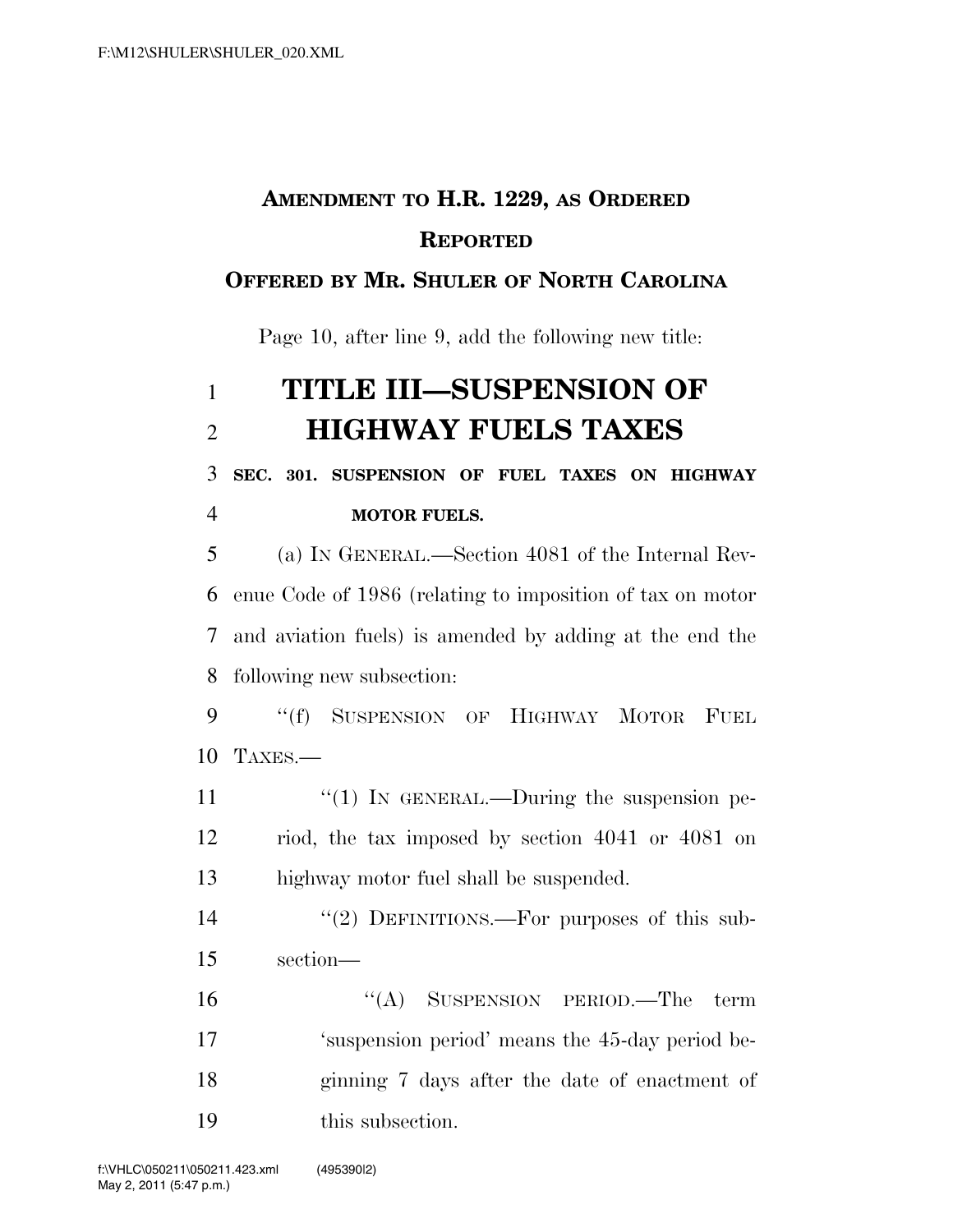**AMENDMENT TO H.R. 1229, AS ORDERED REPORTED**

**OFFERED BY MR. SHULER OF NORTH CAROLINA**

Page 10, after line 9, add the following new title:

# TITLE III—SUSPENSION OF HIGHWAY FUELS TAXES

**SEC. 301. SUSPENSION OF FUEL TAXES ON HIGHWAY MOTOR FUELS.**

(a) IN GENERAL.—Section 4081 of the Internal Revenue Code of 1986 (relating to imposition of tax on motor and aviation fuels) is amended by adding at the end the following new subsection:

"(f) SUSPENSION OF HIGHWAY MOTOR FUEL TAXES.—

"(1) IN GENERAL.—During the suspension period, the tax imposed by section 4041 or 4081 on highway motor fuel shall be suspended.

"(2) DEFINITIONS.—For purposes of this subsection—

"(A) SUSPENSION PERIOD.—The term 'suspension period' means the 45-day period beginning 7 days after the date of enactment of this subsection.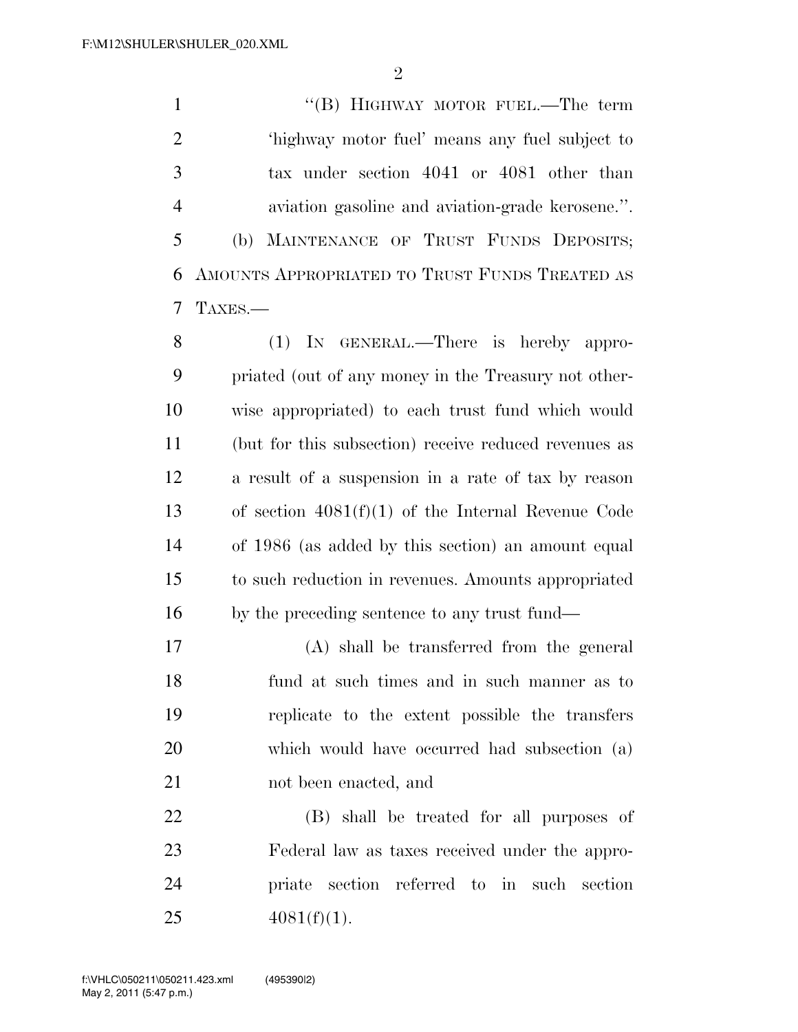"(B) HIGHWAY MOTOR FUEL.—The term 'highway motor fuel' means any fuel subject to tax under section 4041 or 4081 other than aviation gasoline and aviation-grade kerosene.".

(b) MAINTENANCE OF TRUST FUNDS DEPOSITS; AMOUNTS APPROPRIATED TO TRUST FUNDS TREATED AS TAXES.—

(1) IN GENERAL.—There is hereby appropriated (out of any money in the Treasury not otherwise appropriated) to each trust fund which would (but for this subsection) receive reduced revenues as a result of a suspension in a rate of tax by reason of section 4081(f)(1) of the Internal Revenue Code of 1986 (as added by this section) an amount equal to such reduction in revenues. Amounts appropriated by the preceding sentence to any trust fund—

(A) shall be transferred from the general fund at such times and in such manner as to replicate to the extent possible the transfers which would have occurred had subsection (a) not been enacted, and

(B) shall be treated for all purposes of Federal law as taxes received under the appropriate section referred to in such section 4081(f)(1).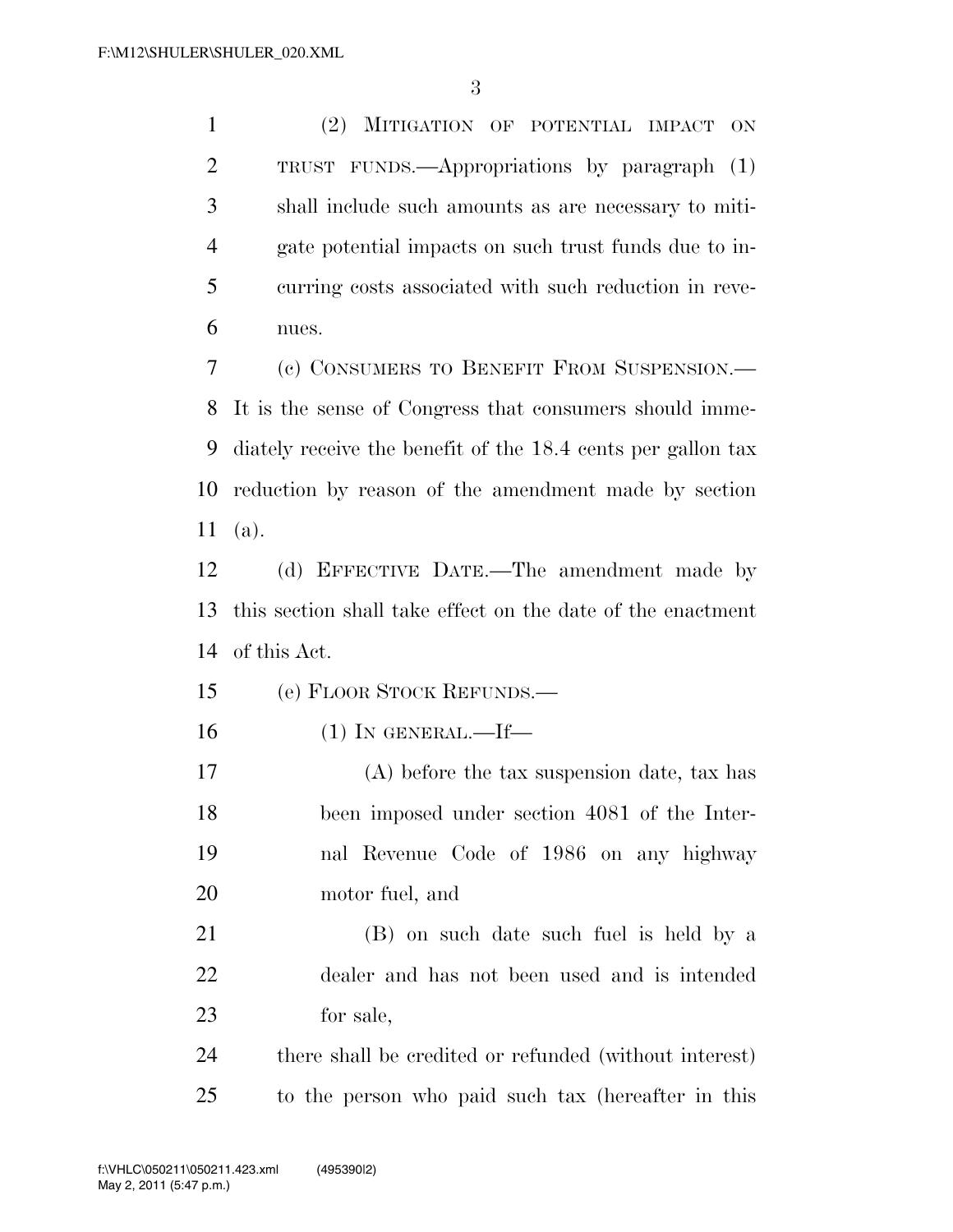(2) MITIGATION OF POTENTIAL IMPACT ON TRUST FUNDS.—Appropriations by paragraph (1) shall include such amounts as are necessary to mitigate potential impacts on such trust funds due to incurring costs associated with such reduction in revenues.

(c) CONSUMERS TO BENEFIT FROM SUSPENSION.—It is the sense of Congress that consumers should immediately receive the benefit of the 18.4 cents per gallon tax reduction by reason of the amendment made by section (a).

(d) EFFECTIVE DATE.—The amendment made by this section shall take effect on the date of the enactment of this Act.

(e) FLOOR STOCK REFUNDS.—

(1) IN GENERAL.—If—

(A) before the tax suspension date, tax has been imposed under section 4081 of the Internal Revenue Code of 1986 on any highway motor fuel, and

(B) on such date such fuel is held by a dealer and has not been used and is intended for sale,

there shall be credited or refunded (without interest) to the person who paid such tax (hereafter in this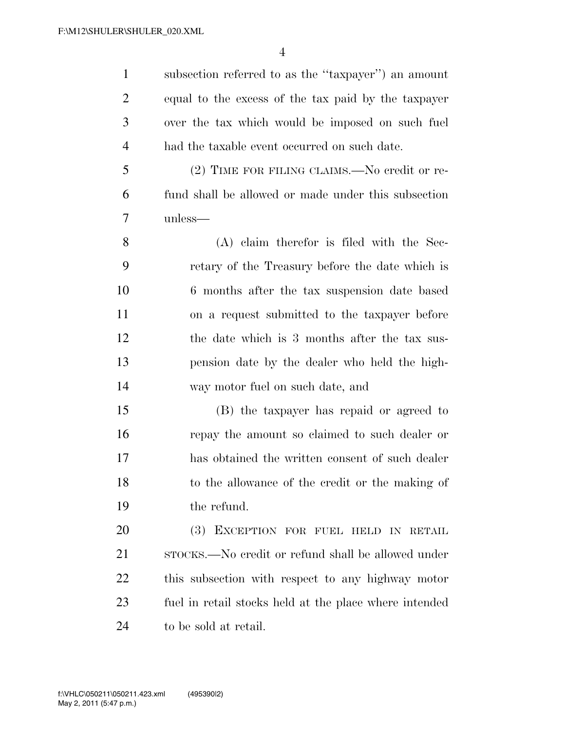subsection referred to as the "taxpayer") an amount equal to the excess of the tax paid by the taxpayer over the tax which would be imposed on such fuel had the taxable event occurred on such date.

(2) TIME FOR FILING CLAIMS.—No credit or refund shall be allowed or made under this subsection unless—

(A) claim therefor is filed with the Secretary of the Treasury before the date which is 6 months after the tax suspension date based on a request submitted to the taxpayer before the date which is 3 months after the tax suspension date by the dealer who held the highway motor fuel on such date, and

(B) the taxpayer has repaid or agreed to repay the amount so claimed to such dealer or has obtained the written consent of such dealer to the allowance of the credit or the making of the refund.

(3) EXCEPTION FOR FUEL HELD IN RETAIL STOCKS.—No credit or refund shall be allowed under this subsection with respect to any highway motor fuel in retail stocks held at the place where intended to be sold at retail.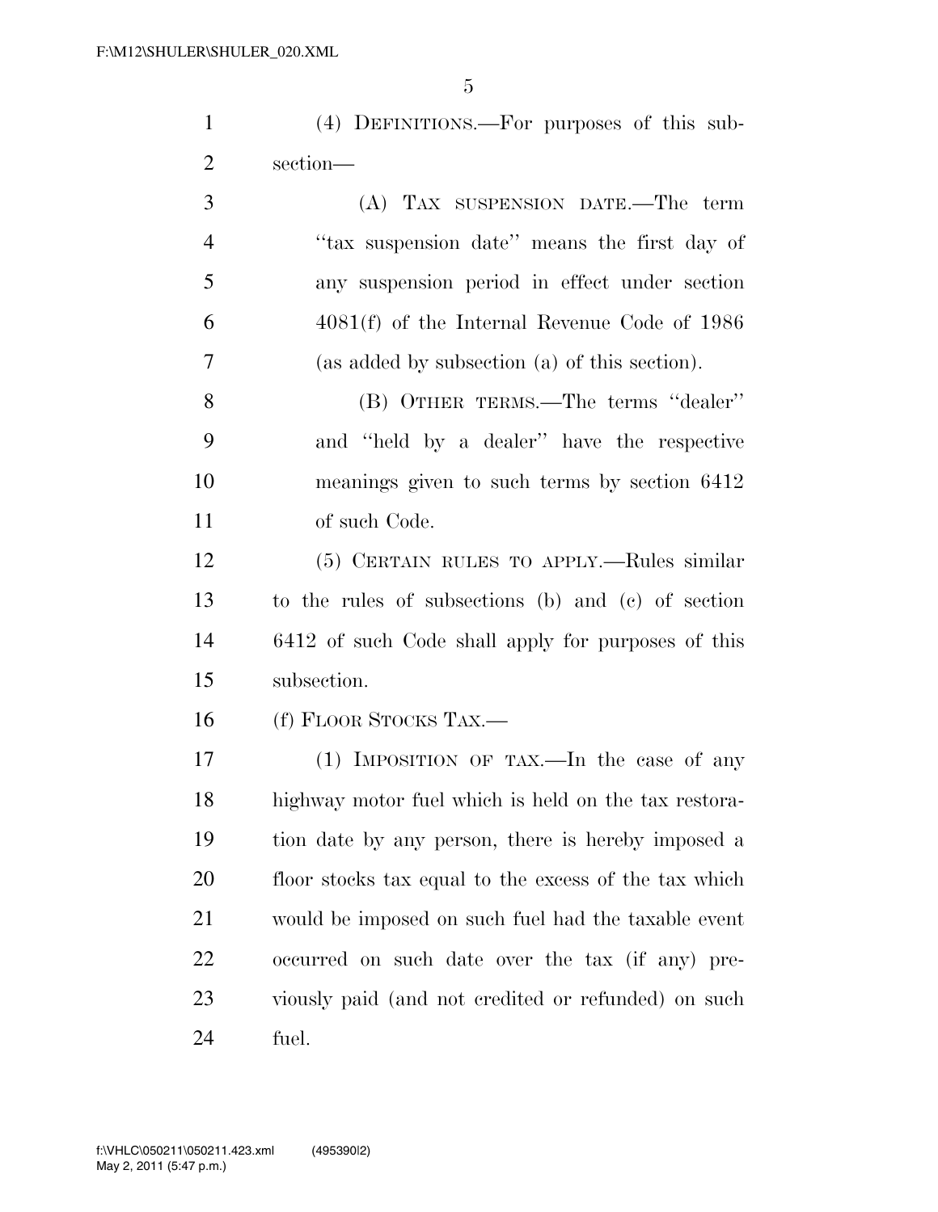(4) DEFINITIONS.—For purposes of this subsection—

(A) TAX SUSPENSION DATE.—The term ''tax suspension date'' means the first day of any suspension period in effect under section 4081(f) of the Internal Revenue Code of 1986 (as added by subsection (a) of this section).

(B) OTHER TERMS.—The terms ''dealer'' and ''held by a dealer'' have the respective meanings given to such terms by section 6412 of such Code.

(5) CERTAIN RULES TO APPLY.—Rules similar to the rules of subsections (b) and (c) of section 6412 of such Code shall apply for purposes of this subsection.

(f) FLOOR STOCKS TAX.—

(1) IMPOSITION OF TAX.—In the case of any highway motor fuel which is held on the tax restoration date by any person, there is hereby imposed a floor stocks tax equal to the excess of the tax which would be imposed on such fuel had the taxable event occurred on such date over the tax (if any) previously paid (and not credited or refunded) on such fuel.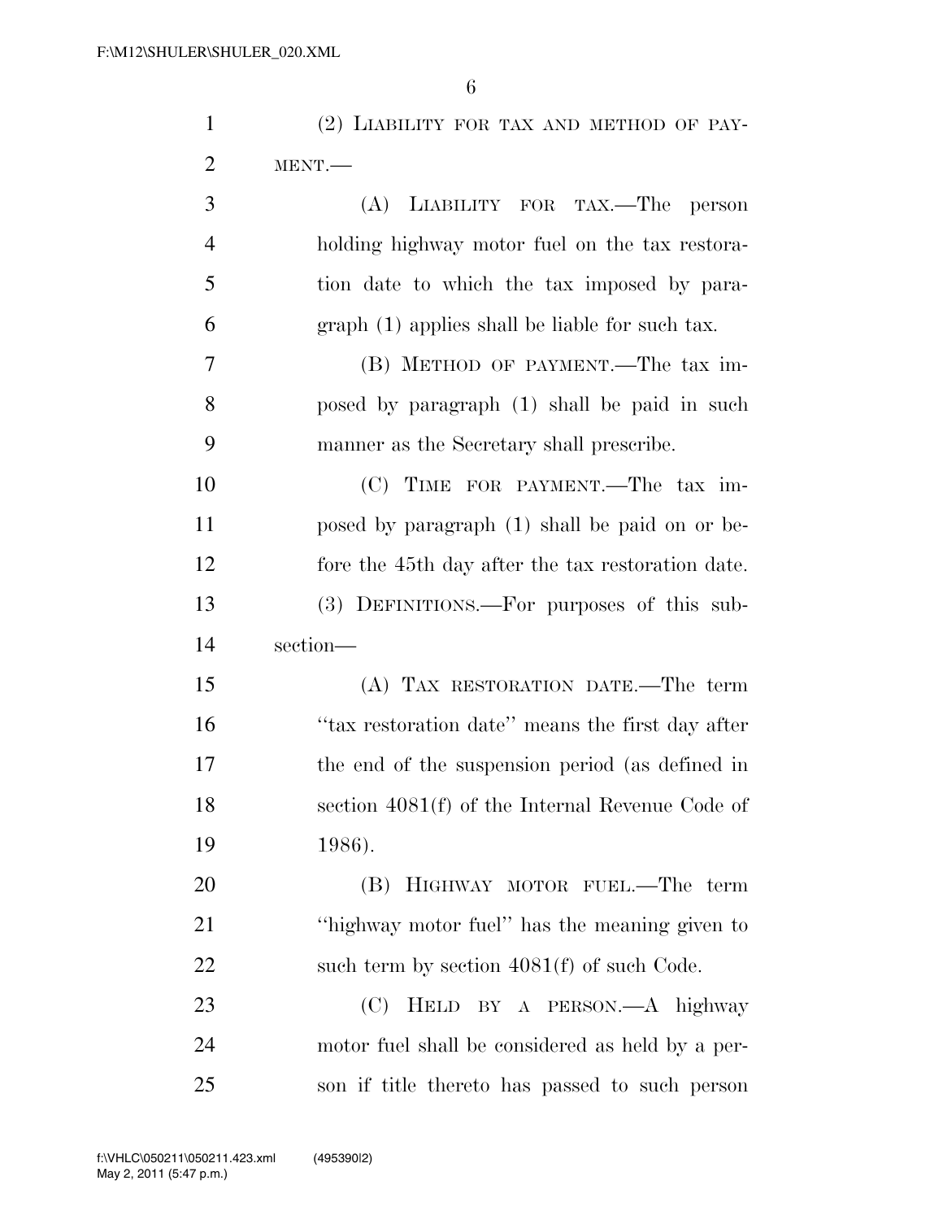(2) LIABILITY FOR TAX AND METHOD OF PAYMENT.—

(A) LIABILITY FOR TAX.—The person holding highway motor fuel on the tax restoration date to which the tax imposed by paragraph (1) applies shall be liable for such tax.

(B) METHOD OF PAYMENT.—The tax imposed by paragraph (1) shall be paid in such manner as the Secretary shall prescribe.

(C) TIME FOR PAYMENT.—The tax imposed by paragraph (1) shall be paid on or before the 45th day after the tax restoration date.

(3) DEFINITIONS.—For purposes of this subsection—

(A) TAX RESTORATION DATE.—The term "tax restoration date" means the first day after the end of the suspension period (as defined in section 4081(f) of the Internal Revenue Code of 1986).

(B) HIGHWAY MOTOR FUEL.—The term "highway motor fuel" has the meaning given to such term by section 4081(f) of such Code.

(C) HELD BY A PERSON.—A highway motor fuel shall be considered as held by a person if title thereto has passed to such person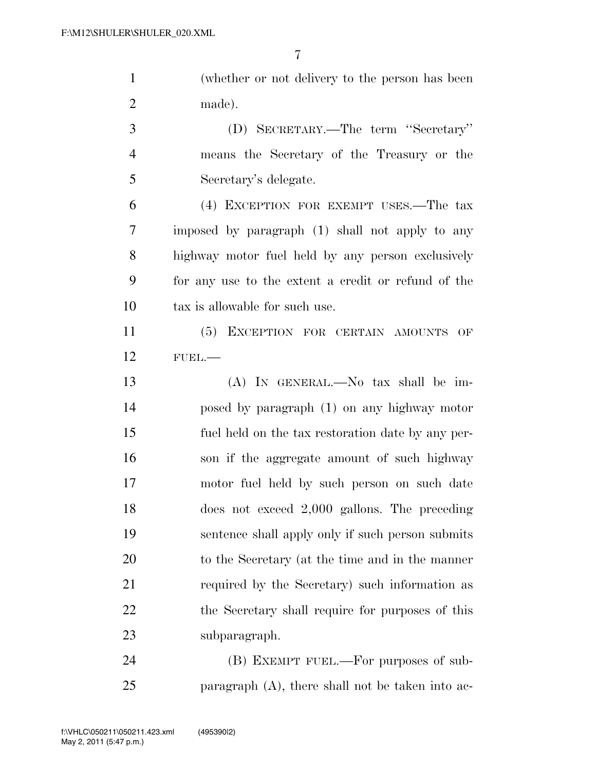(whether or not delivery to the person has been made).

(D) SECRETARY.—The term ''Secretary'' means the Secretary of the Treasury or the Secretary's delegate.

(4) EXCEPTION FOR EXEMPT USES.—The tax imposed by paragraph (1) shall not apply to any highway motor fuel held by any person exclusively for any use to the extent a credit or refund of the tax is allowable for such use.

(5) EXCEPTION FOR CERTAIN AMOUNTS OF FUEL.—

(A) IN GENERAL.—No tax shall be imposed by paragraph (1) on any highway motor fuel held on the tax restoration date by any person if the aggregate amount of such highway motor fuel held by such person on such date does not exceed 2,000 gallons. The preceding sentence shall apply only if such person submits to the Secretary (at the time and in the manner required by the Secretary) such information as the Secretary shall require for purposes of this subparagraph.

(B) EXEMPT FUEL.—For purposes of subparagraph (A), there shall not be taken into ac-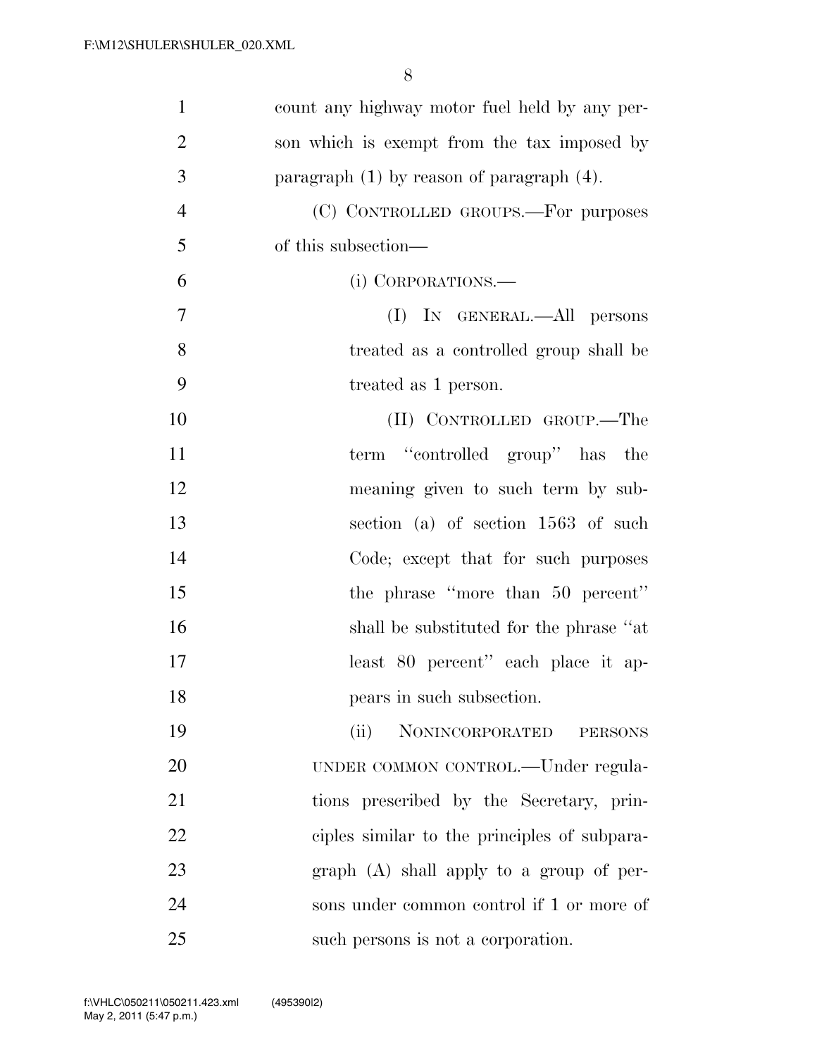count any highway motor fuel held by any person which is exempt from the tax imposed by paragraph (1) by reason of paragraph (4).

(C) CONTROLLED GROUPS.—For purposes of this subsection—

(i) CORPORATIONS.—

(I) IN GENERAL.—All persons treated as a controlled group shall be treated as 1 person.

(II) CONTROLLED GROUP.—The term ''controlled group'' has the meaning given to such term by subsection (a) of section 1563 of such Code; except that for such purposes the phrase ''more than 50 percent'' shall be substituted for the phrase ''at least 80 percent'' each place it appears in such subsection.

(ii) NONINCORPORATED PERSONS UNDER COMMON CONTROL.—Under regulations prescribed by the Secretary, principles similar to the principles of subparagraph (A) shall apply to a group of persons under common control if 1 or more of such persons is not a corporation.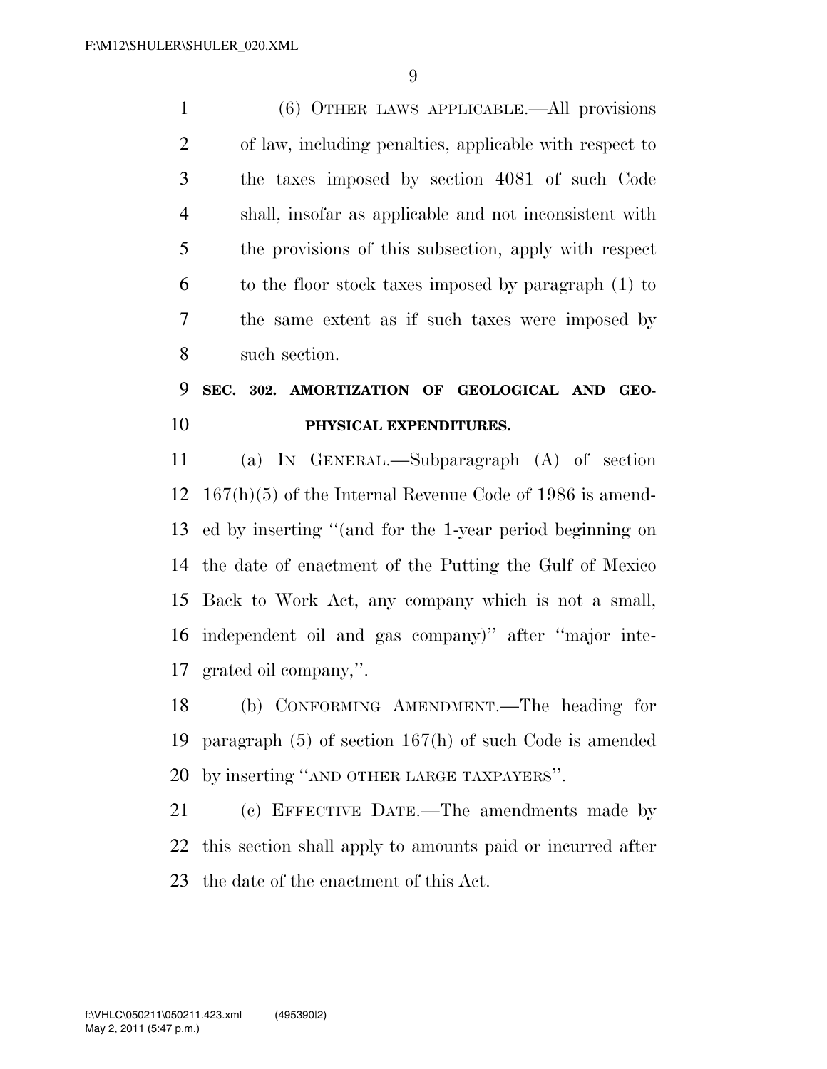(6) OTHER LAWS APPLICABLE.—All provisions of law, including penalties, applicable with respect to the taxes imposed by section 4081 of such Code shall, insofar as applicable and not inconsistent with the provisions of this subsection, apply with respect to the floor stock taxes imposed by paragraph (1) to the same extent as if such taxes were imposed by such section.

**SEC. 302. AMORTIZATION OF GEOLOGICAL AND GEOPHYSICAL EXPENDITURES.**

(a) IN GENERAL.—Subparagraph (A) of section 167(h)(5) of the Internal Revenue Code of 1986 is amended by inserting "(and for the 1-year period beginning on the date of enactment of the Putting the Gulf of Mexico Back to Work Act, any company which is not a small, independent oil and gas company)" after "major integrated oil company,".

(b) CONFORMING AMENDMENT.—The heading for paragraph (5) of section 167(h) of such Code is amended by inserting "AND OTHER LARGE TAXPAYERS".

(c) EFFECTIVE DATE.—The amendments made by this section shall apply to amounts paid or incurred after the date of the enactment of this Act.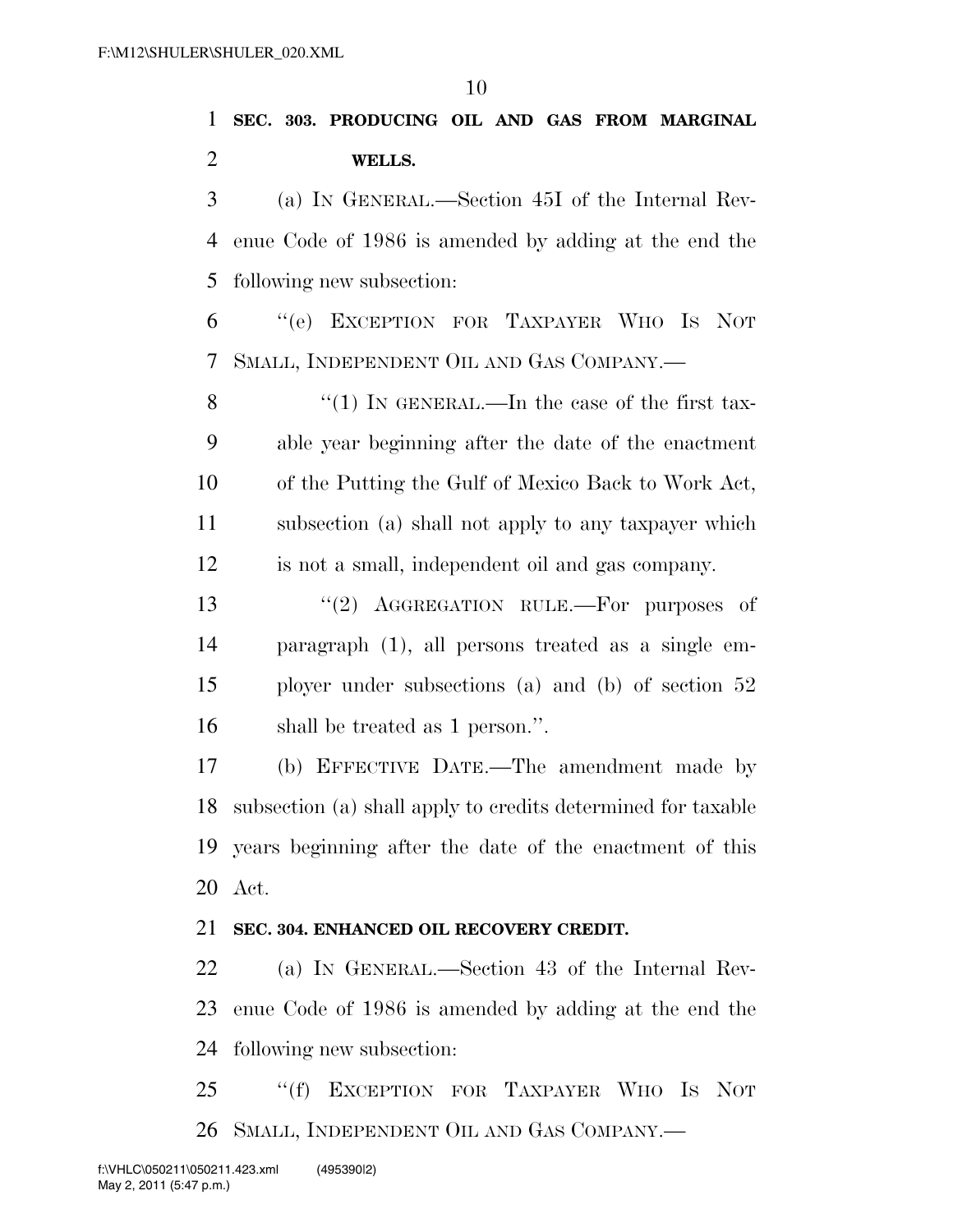**SEC. 303. PRODUCING OIL AND GAS FROM MARGINAL WELLS.**

(a) IN GENERAL.—Section 45I of the Internal Revenue Code of 1986 is amended by adding at the end the following new subsection:

"(e) EXCEPTION FOR TAXPAYER WHO IS NOT SMALL, INDEPENDENT OIL AND GAS COMPANY.—

"(1) IN GENERAL.—In the case of the first taxable year beginning after the date of the enactment of the Putting the Gulf of Mexico Back to Work Act, subsection (a) shall not apply to any taxpayer which is not a small, independent oil and gas company.

"(2) AGGREGATION RULE.—For purposes of paragraph (1), all persons treated as a single employer under subsections (a) and (b) of section 52 shall be treated as 1 person.".

(b) EFFECTIVE DATE.—The amendment made by subsection (a) shall apply to credits determined for taxable years beginning after the date of the enactment of this Act.

**SEC. 304. ENHANCED OIL RECOVERY CREDIT.**

(a) IN GENERAL.—Section 43 of the Internal Revenue Code of 1986 is amended by adding at the end the following new subsection:

"(f) EXCEPTION FOR TAXPAYER WHO IS NOT SMALL, INDEPENDENT OIL AND GAS COMPANY.—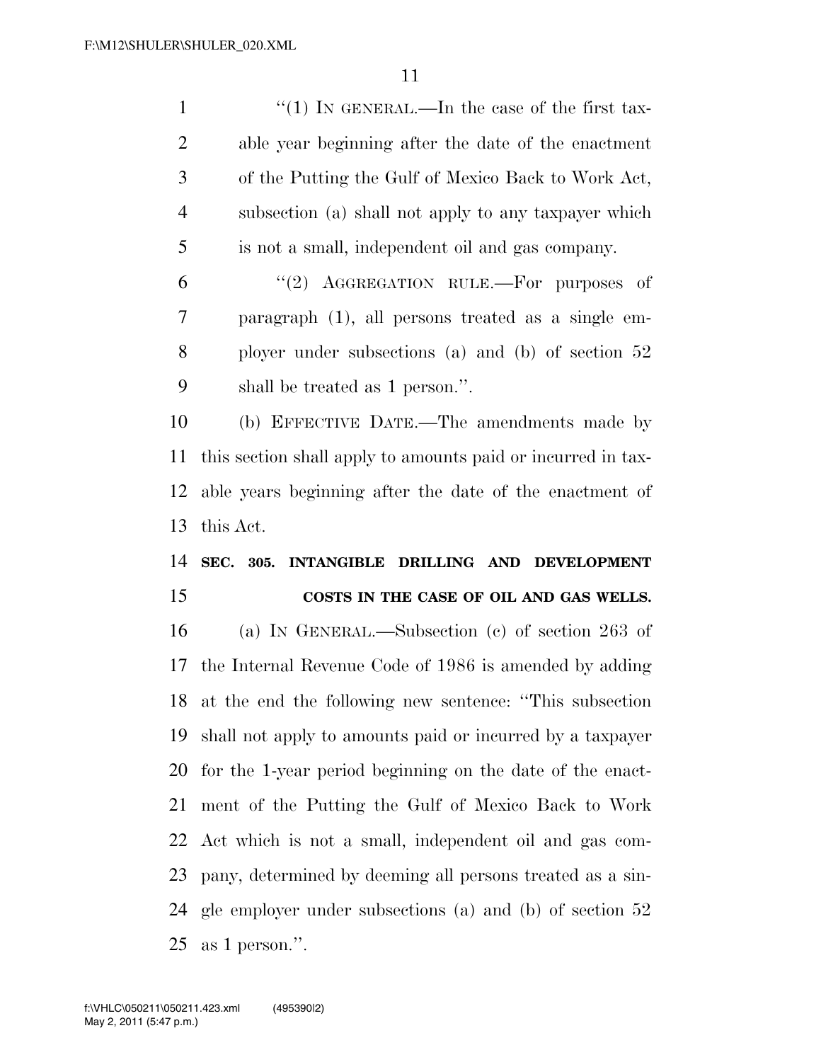"(1) IN GENERAL.—In the case of the first taxable year beginning after the date of the enactment of the Putting the Gulf of Mexico Back to Work Act, subsection (a) shall not apply to any taxpayer which is not a small, independent oil and gas company.

"(2) AGGREGATION RULE.—For purposes of paragraph (1), all persons treated as a single employer under subsections (a) and (b) of section 52 shall be treated as 1 person.".

(b) EFFECTIVE DATE.—The amendments made by this section shall apply to amounts paid or incurred in taxable years beginning after the date of the enactment of this Act.

**SEC. 305. INTANGIBLE DRILLING AND DEVELOPMENT COSTS IN THE CASE OF OIL AND GAS WELLS.**

(a) IN GENERAL.—Subsection (c) of section 263 of the Internal Revenue Code of 1986 is amended by adding at the end the following new sentence: "This subsection shall not apply to amounts paid or incurred by a taxpayer for the 1-year period beginning on the date of the enactment of the Putting the Gulf of Mexico Back to Work Act which is not a small, independent oil and gas company, determined by deeming all persons treated as a single employer under subsections (a) and (b) of section 52 as 1 person.".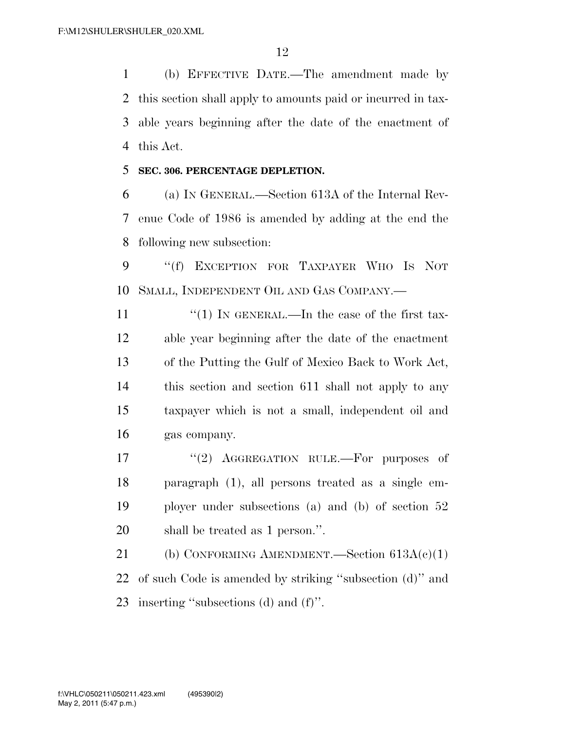(b) EFFECTIVE DATE.—The amendment made by this section shall apply to amounts paid or incurred in taxable years beginning after the date of the enactment of this Act.

**SEC. 306. PERCENTAGE DEPLETION.**

(a) IN GENERAL.—Section 613A of the Internal Revenue Code of 1986 is amended by adding at the end the following new subsection:

"(f) EXCEPTION FOR TAXPAYER WHO IS NOT SMALL, INDEPENDENT OIL AND GAS COMPANY.—

"(1) IN GENERAL.—In the case of the first taxable year beginning after the date of the enactment of the Putting the Gulf of Mexico Back to Work Act, this section and section 611 shall not apply to any taxpayer which is not a small, independent oil and gas company.

"(2) AGGREGATION RULE.—For purposes of paragraph (1), all persons treated as a single employer under subsections (a) and (b) of section 52 shall be treated as 1 person.".

(b) CONFORMING AMENDMENT.—Section 613A(c)(1) of such Code is amended by striking "subsection (d)" and inserting "subsections (d) and (f)".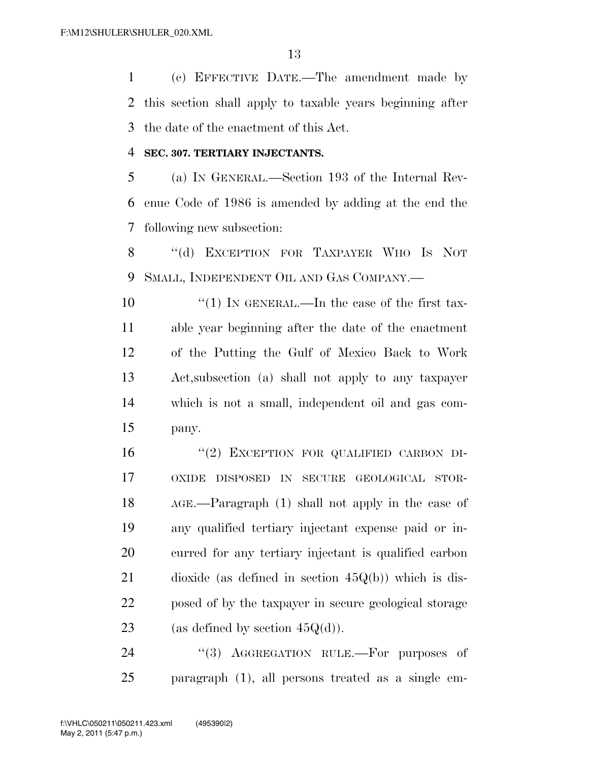(c) EFFECTIVE DATE.—The amendment made by this section shall apply to taxable years beginning after the date of the enactment of this Act.

**SEC. 307. TERTIARY INJECTANTS.**

(a) IN GENERAL.—Section 193 of the Internal Revenue Code of 1986 is amended by adding at the end the following new subsection:

"(d) EXCEPTION FOR TAXPAYER WHO IS NOT SMALL, INDEPENDENT OIL AND GAS COMPANY.—

"(1) IN GENERAL.—In the case of the first taxable year beginning after the date of the enactment of the Putting the Gulf of Mexico Back to Work Act,subsection (a) shall not apply to any taxpayer which is not a small, independent oil and gas company.

"(2) EXCEPTION FOR QUALIFIED CARBON DIOXIDE DISPOSED IN SECURE GEOLOGICAL STORAGE.—Paragraph (1) shall not apply in the case of any qualified tertiary injectant expense paid or incurred for any tertiary injectant is qualified carbon dioxide (as defined in section 45Q(b)) which is disposed of by the taxpayer in secure geological storage (as defined by section 45Q(d)).

"(3) AGGREGATION RULE.—For purposes of paragraph (1), all persons treated as a single em-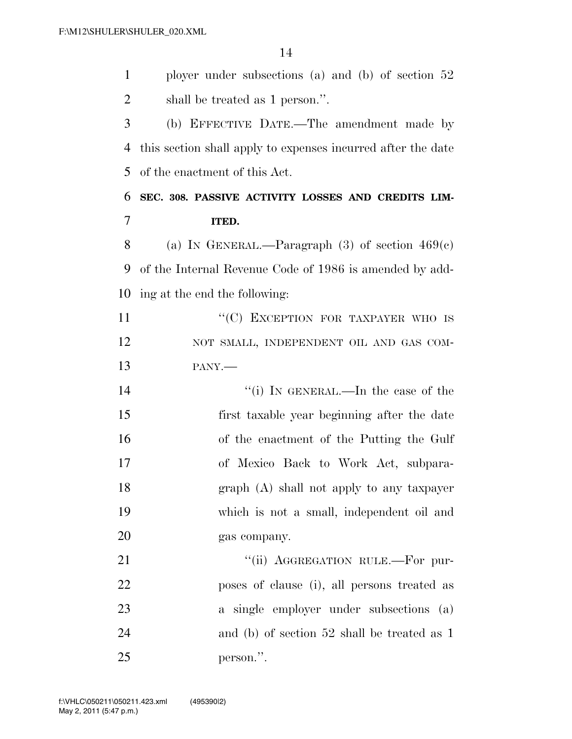ployer under subsections (a) and (b) of section 52 shall be treated as 1 person.''.

(b) EFFECTIVE DATE.—The amendment made by this section shall apply to expenses incurred after the date of the enactment of this Act.

**SEC. 308. PASSIVE ACTIVITY LOSSES AND CREDITS LIMITED.**

(a) IN GENERAL.—Paragraph (3) of section 469(c) of the Internal Revenue Code of 1986 is amended by adding at the end the following:

''(C) EXCEPTION FOR TAXPAYER WHO IS NOT SMALL, INDEPENDENT OIL AND GAS COMPANY.—

''(i) IN GENERAL.—In the case of the first taxable year beginning after the date of the enactment of the Putting the Gulf of Mexico Back to Work Act, subparagraph (A) shall not apply to any taxpayer which is not a small, independent oil and gas company.

''(ii) AGGREGATION RULE.—For purposes of clause (i), all persons treated as a single employer under subsections (a) and (b) of section 52 shall be treated as 1 person.''.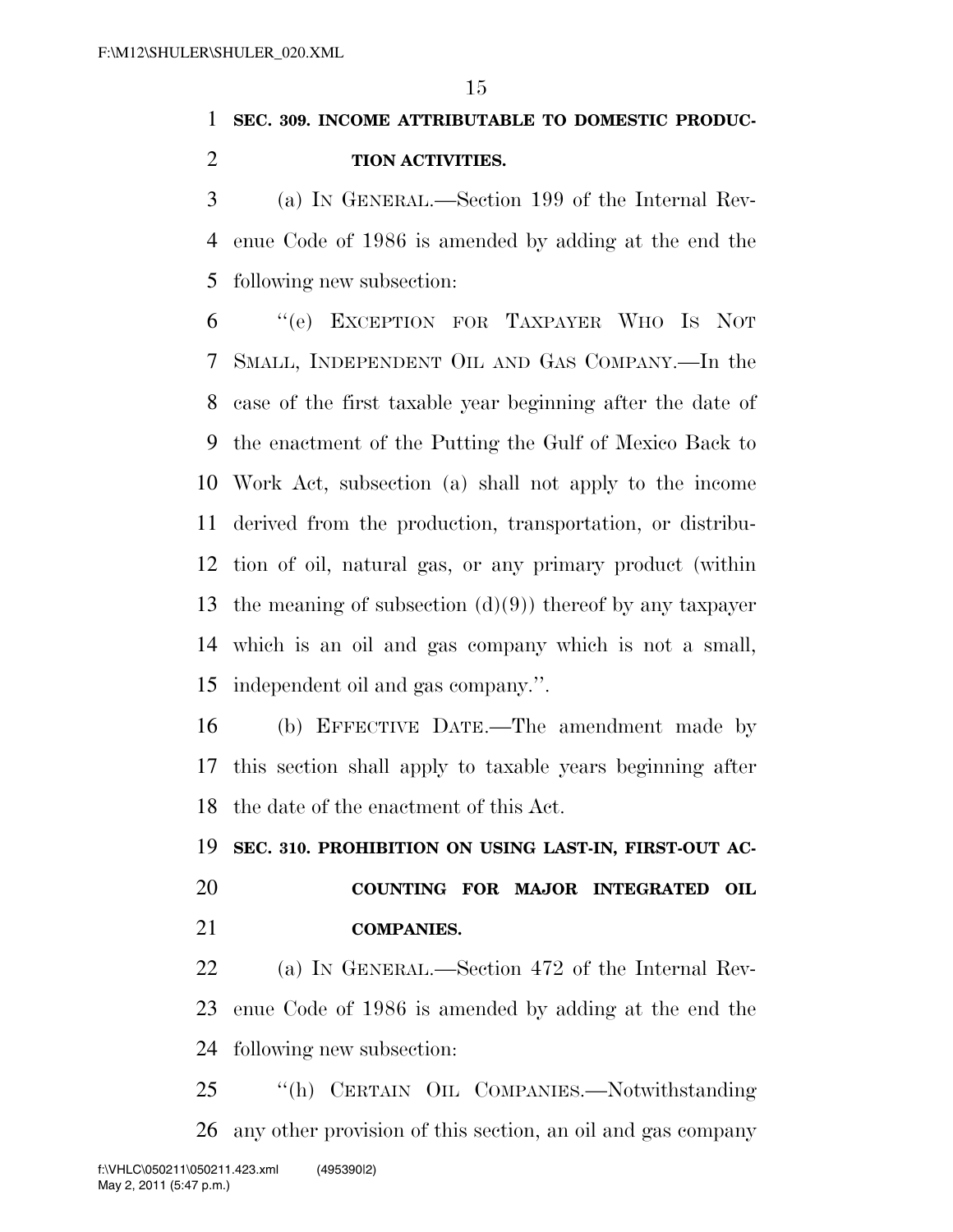**SEC. 309. INCOME ATTRIBUTABLE TO DOMESTIC PRODUCTION ACTIVITIES.**

(a) IN GENERAL.—Section 199 of the Internal Revenue Code of 1986 is amended by adding at the end the following new subsection:

"(e) EXCEPTION FOR TAXPAYER WHO IS NOT SMALL, INDEPENDENT OIL AND GAS COMPANY.—In the case of the first taxable year beginning after the date of the enactment of the Putting the Gulf of Mexico Back to Work Act, subsection (a) shall not apply to the income derived from the production, transportation, or distribution of oil, natural gas, or any primary product (within the meaning of subsection (d)(9)) thereof by any taxpayer which is an oil and gas company which is not a small, independent oil and gas company.".

(b) EFFECTIVE DATE.—The amendment made by this section shall apply to taxable years beginning after the date of the enactment of this Act.

**SEC. 310. PROHIBITION ON USING LAST-IN, FIRST-OUT ACCOUNTING FOR MAJOR INTEGRATED OIL COMPANIES.**

(a) IN GENERAL.—Section 472 of the Internal Revenue Code of 1986 is amended by adding at the end the following new subsection:

"(h) CERTAIN OIL COMPANIES.—Notwithstanding any other provision of this section, an oil and gas company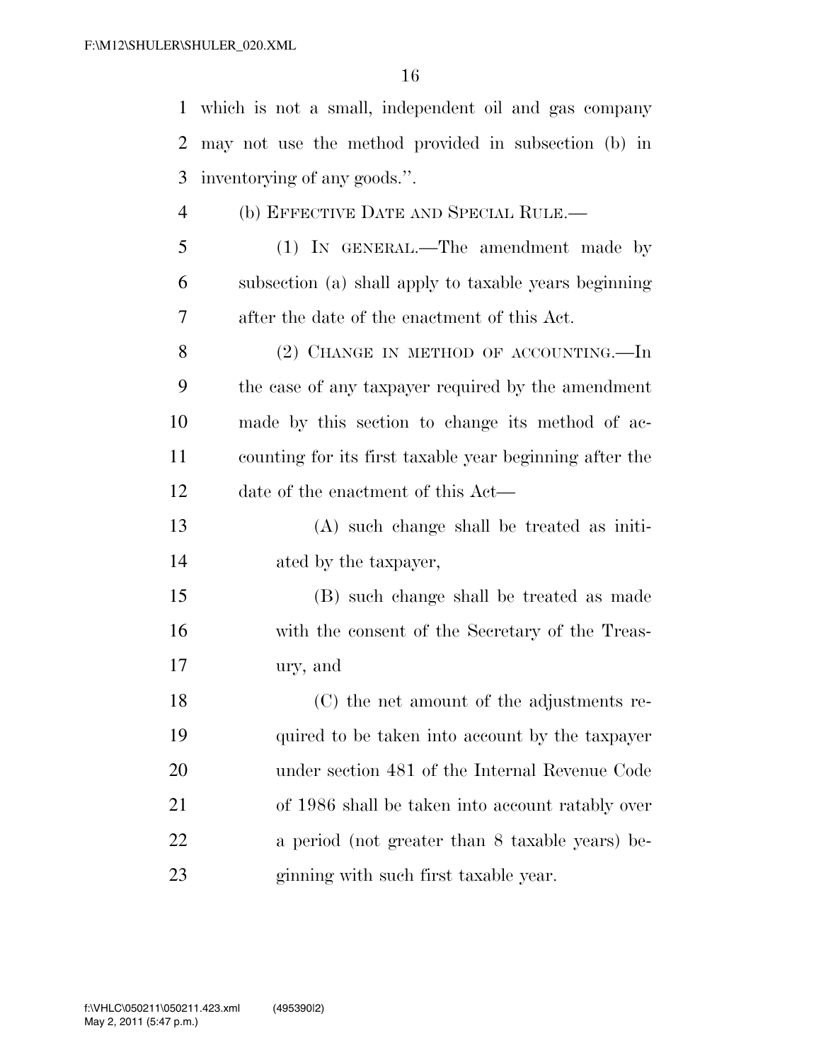which is not a small, independent oil and gas company may not use the method provided in subsection (b) in inventorying of any goods.''.

(b) EFFECTIVE DATE AND SPECIAL RULE.—

(1) IN GENERAL.—The amendment made by subsection (a) shall apply to taxable years beginning after the date of the enactment of this Act.

(2) CHANGE IN METHOD OF ACCOUNTING.—In the case of any taxpayer required by the amendment made by this section to change its method of accounting for its first taxable year beginning after the date of the enactment of this Act—

(A) such change shall be treated as initiated by the taxpayer,

(B) such change shall be treated as made with the consent of the Secretary of the Treasury, and

(C) the net amount of the adjustments required to be taken into account by the taxpayer under section 481 of the Internal Revenue Code of 1986 shall be taken into account ratably over a period (not greater than 8 taxable years) beginning with such first taxable year.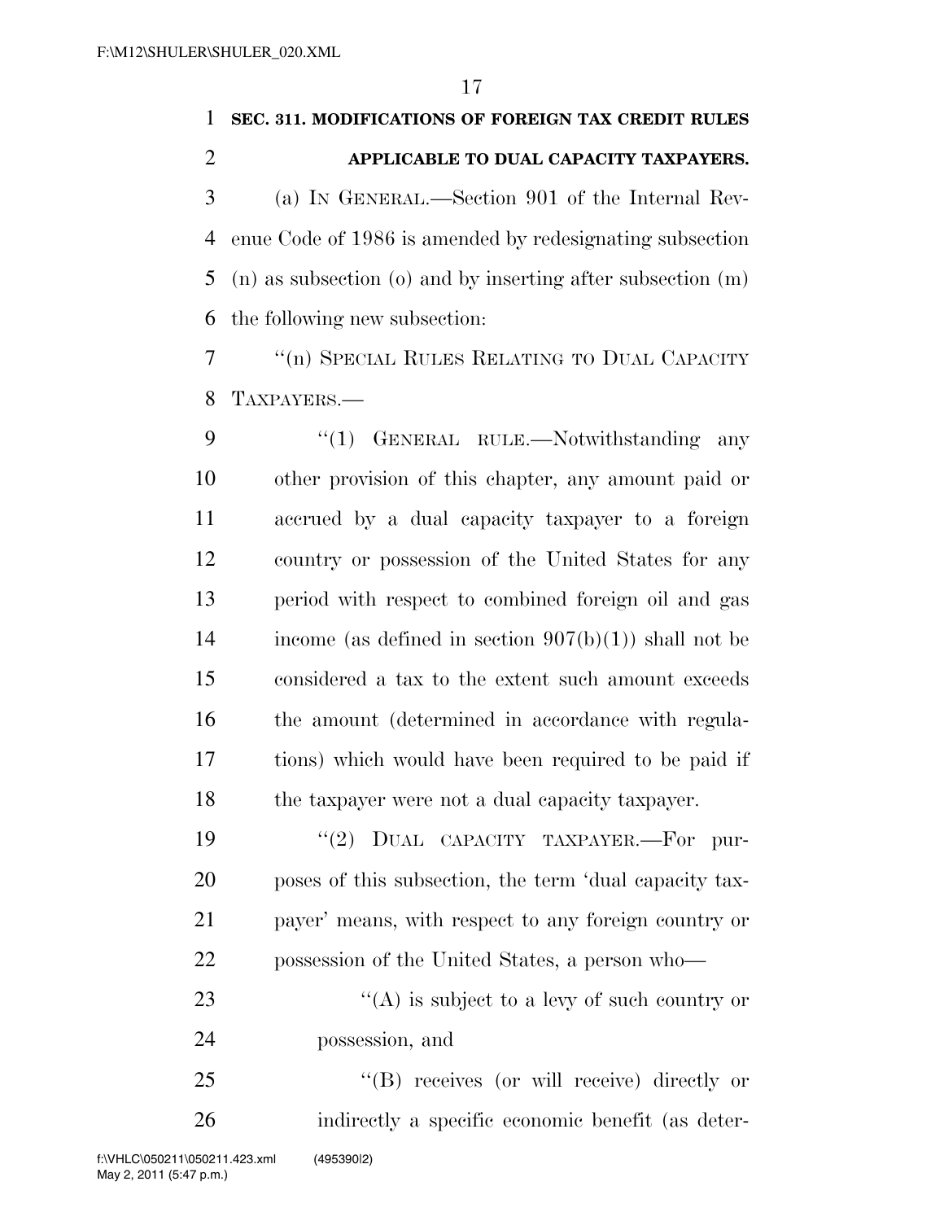**SEC. 311. MODIFICATIONS OF FOREIGN TAX CREDIT RULES APPLICABLE TO DUAL CAPACITY TAXPAYERS.**

(a) IN GENERAL.—Section 901 of the Internal Revenue Code of 1986 is amended by redesignating subsection (n) as subsection (o) and by inserting after subsection (m) the following new subsection:

"(n) SPECIAL RULES RELATING TO DUAL CAPACITY TAXPAYERS.—

"(1) GENERAL RULE.—Notwithstanding any other provision of this chapter, any amount paid or accrued by a dual capacity taxpayer to a foreign country or possession of the United States for any period with respect to combined foreign oil and gas income (as defined in section 907(b)(1)) shall not be considered a tax to the extent such amount exceeds the amount (determined in accordance with regulations) which would have been required to be paid if the taxpayer were not a dual capacity taxpayer.

"(2) DUAL CAPACITY TAXPAYER.—For purposes of this subsection, the term 'dual capacity taxpayer' means, with respect to any foreign country or possession of the United States, a person who—

"(A) is subject to a levy of such country or possession, and

"(B) receives (or will receive) directly or indirectly a specific economic benefit (as deter-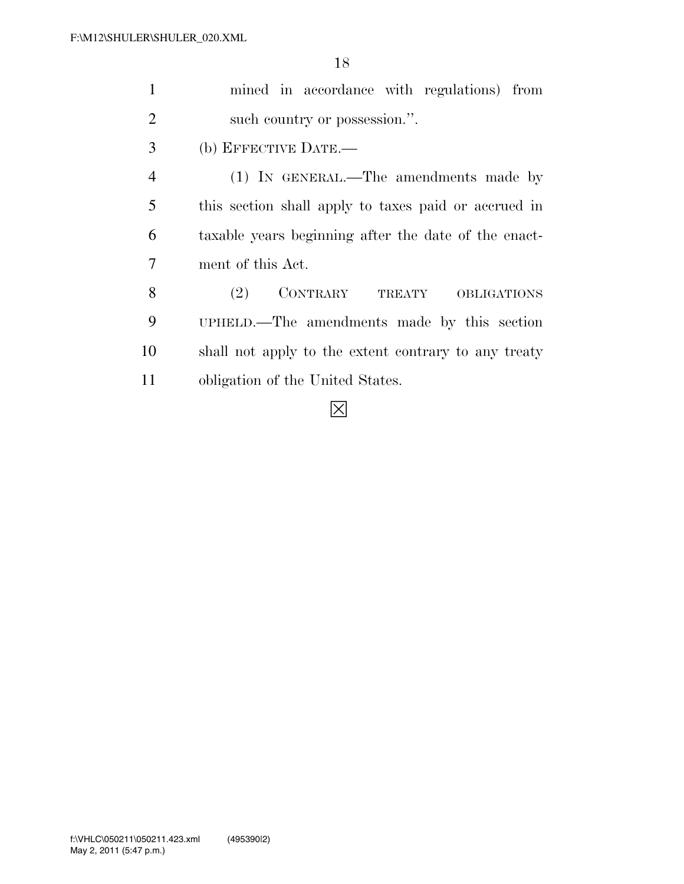mined in accordance with regulations) from such country or possession.''.

(b) EFFECTIVE DATE.—

(1) IN GENERAL.—The amendments made by this section shall apply to taxes paid or accrued in taxable years beginning after the date of the enactment of this Act.

(2) CONTRARY TREATY OBLIGATIONS UPHELD.—The amendments made by this section shall not apply to the extent contrary to any treaty obligation of the United States.

☒